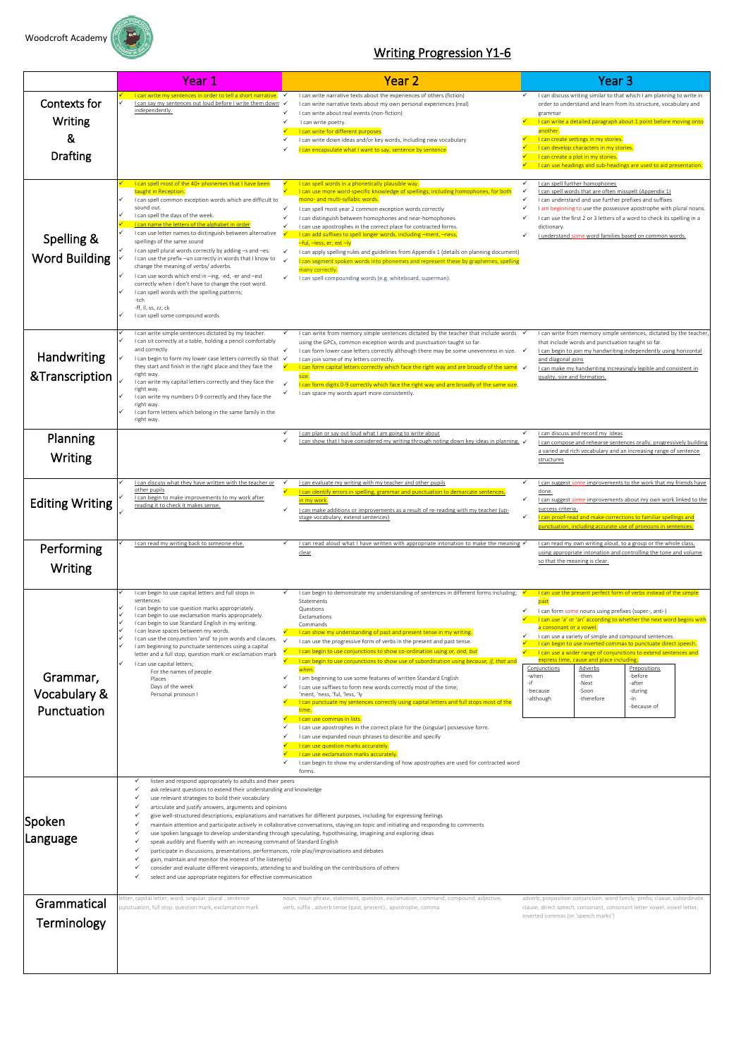Woodcroft Academy

# Writing Progression Y1-6

| | Year 1 | Year 2 | Year 3 |
|---|---|---|---|
| Contexts for Writing & Drafting | ✓ I can write my sentences in order to tell a short narrative.<br>✓ I can say my sentences out loud before I write them down independently. | ✓ I can write narrative texts about the experiences of others (fiction)<br>✓ I can write narrative texts about my own personal experiences (real)<br>✓ I can write about real events (non-fiction)<br>✓ I can write poetry.<br>✓ I can write for different purposes<br>✓ I can write down ideas and/or key words, including new vocabulary<br>✓ I can encapsulate what I want to say, sentence by sentence | ✓ I can discuss writing similar to that which I am planning to write in order to understand and learn from its structure, vocabulary and grammar<br>✓ I can write a detailed paragraph about 1 point before moving onto another.<br>✓ I can create settings in my stories.<br>✓ I can develop characters in my stories.<br>✓ I can create a plot in my stories.<br>✓ I can use headings and sub-headings are used to aid presentation. |
| Spelling & Word Building | ✓ I can spell most of the 40+ phonemes that I have been taught in Reception.<br>✓ I can spell common exception words which are difficult to sound out.<br>✓ I can spell the days of the week.<br>✓ I can name the letters of the alphabet in order<br>✓ I can use letter names to distinguish between alternative spellings of the same sound<br>✓ I can spell plural words correctly by adding –s and –es.<br>✓ I can use the prefix –un correctly in words that I know to change the meaning of verbs/ adverbs.<br>✓ I can use words which end in –ing, -ed, -er and –est correctly when I don't have to change the root word.<br>✓ I can spell words with the spelling patterns;<br>-tch<br>-ff, ll, ss, zz, ck<br>✓ I can spell some compound words | ✓ I can spell words in a phonetically plausible way.<br>✓ I can use more word-specific knowledge of spellings; including homophones, for both mono- and multi-syllabic words.<br>✓ I can spell most year 2 common exception words correctly<br>✓ I can distinguish between homophones and near-homophones<br>✓ I can use apostrophes in the correct place for contracted forms.<br>✓ I can add suffixes to spell longer words, including –ment, –ness, –ful, –less, er, est –ly<br>✓ I can apply spelling rules and guidelines from Appendix 1 (details on planning document)<br>✓ I can segment spoken words into phonemes and represent these by graphemes, spelling many correctly.<br>✓ I can spell compounding words (e.g. whiteboard, superman). | ✓ I can spell further homophones<br>✓ I can spell words that are often misspelt (Appendix 1)<br>✓ I can understand and use further prefixes and suffixes<br>✓ I am beginning to use the possessive apostrophe with plural nouns.<br>✓ I can use the first 2 or 3 letters of a word to check its spelling in a dictionary.<br>✓ I understand some word families based on common words. |
| Handwriting &Transcription | ✓ I can write simple sentences dictated by my teacher.<br>✓ I can sit correctly at a table, holding a pencil comfortably and correctly<br>✓ I can begin to form my lower case letters correctly so that they start and finish in the right place and they face the right way.<br>✓ I can write my capital letters correctly and they face the right way.<br>✓ I can write my numbers 0-9 correctly and they face the right way.<br>✓ I can form letters which belong in the same family in the right way. | ✓ I can write from memory simple sentences dictated by the teacher that include words using the GPCs, common exception words and punctuation taught so far.<br>✓ I can form lower case letters correctly although there may be some unevenness in size.<br>✓ I can join some of my letters correctly.<br>✓ I can form capital letters correctly which face the right way and are broadly of the same size.<br>✓ I can form digits 0-9 correctly which face the right way and are broadly of the same size.<br>✓ I can space my words apart more consistently. | ✓ I can write from memory simple sentences, dictated by the teacher, that include words and punctuation taught so far.<br>✓ I can begin to join my handwriting independently using horizontal and diagonal joins<br>✓ I can make my handwriting increasingly legible and consistent in quality, size and formation. |
| Planning Writing | | ✓ I can plan or say out loud what I am going to write about<br>✓ I can show that I have considered my writing through noting down key ideas in planning. | ✓ I can discuss and record my ideas<br>✓ I can compose and rehearse sentences orally, progressively building a varied and rich vocabulary and an increasing range of sentence structures |
| Editing Writing | ✓ I can discuss what they have written with the teacher or other pupils<br>✓ I can begin to make improvements to my work after reading it to check it makes sense.<br>✓ | ✓ I can evaluate my writing with my teacher and other pupils<br>✓ I can identify errors in spelling, grammar and punctuation to demarcate sentences in my work.<br>✓ I can make additions or improvements as a result of re-reading with my teacher (up-stage vocabulary, extend sentences) | ✓ I can suggest some improvements to the work that my friends have done.<br>✓ I can suggest some improvements about my own work linked to the success criteria.<br>✓ I can proof-read and make corrections to familiar spellings and punctuation, including accurate use of pronouns in sentences. |
| Performing Writing | ✓ I can read my writing back to someone else. | ✓ I can read aloud what I have written with appropriate intonation to make the meaning clear | ✓ I can read my own writing aloud, to a group or the whole class, using appropriate intonation and controlling the tone and volume so that the meaning is clear. |
| Grammar, Vocabulary & Punctuation | ✓ I can begin to use capital letters and full stops in sentences.<br>✓ I can begin to use question marks appropriately.<br>✓ I can begin to use exclamation marks appropriately.<br>✓ I can begin to use Standard English in my writing.<br>✓ I can leave spaces between my words.<br>✓ I can use the conjunction 'and' to join words and clauses.<br>✓ I am beginning to punctuate sentences using a capital letter and a full stop, question mark or exclamation mark<br>✓ I can use capital letters;<br>For the names of people<br>Places<br>Days of the week<br>Personal pronoun I | ✓ I can begin to demonstrate my understanding of sentences in different forms including;<br>Statements<br>Questions<br>Exclamations<br>Commands<br>✓ I can show my understanding of past and present tense in my writing.<br>✓ I can use the progressive form of verbs in the present and past tense.<br>✓ I can begin to use conjunctions to show co-ordination using *or, and, but*<br>✓ I can begin to use conjunctions to show use of subordination using *because, if, that* and *when*.<br>✓ I am beginning to use some features of written Standard English<br>✓ I can use suffixes to form new words correctly most of the time; 'ment, 'ness, 'ful, 'less, 'ly<br>✓ I can punctuate my sentences correctly using capital letters and full stops most of the time.<br>✓ I can use commas in lists.<br>✓ I can use apostrophes in the correct place for the (singular) possessive form.<br>✓ I can use expanded noun phrases to describe and specify<br>✓ I can use question marks accurately.<br>✓ I can use exclamation marks accurately.<br>✓ I can begin to show my understanding of how apostrophes are used for contracted word forms. | ✓ I can use the present perfect form of verbs instead of the simple past<br>✓ I can form some nouns using prefixes (super-, anti-)<br>✓ I can use 'a' or 'an' according to whether the next word begins with a consonant or a vowel.<br>✓ I can use a variety of simple and compound sentences.<br>✓ I can begin to use inverted commas to punctuate direct speech.<br>✓ I can use a wider range of conjunctions to extend sentences and express time, cause and place including;<br>Conjunctions: -when, -if, -because, -although<br>Adverbs: -then, -Next, -Soon, -therefore<br>Prepositions: -before, -after, -during, -in, -because of |
| Spoken Language | ✓ listen and respond appropriately to adults and their peers<br>✓ ask relevant questions to extend their understanding and knowledge<br>✓ use relevant strategies to build their vocabulary<br>✓ articulate and justify answers, arguments and opinions<br>✓ give well-structured descriptions, explanations and narratives for different purposes, including for expressing feelings<br>✓ maintain attention and participate actively in collaborative conversations, staying on topic and initiating and responding to comments<br>✓ use spoken language to develop understanding through speculating, hypothesising, imagining and exploring ideas<br>✓ speak audibly and fluently with an increasing command of Standard English<br>✓ participate in discussions, presentations, performances, role play/improvisations and debates<br>✓ gain, maintain and monitor the interest of the listener(s)<br>✓ consider and evaluate different viewpoints, attending to and building on the contributions of others<br>✓ select and use appropriate registers for effective communication | | |
| Grammatical Terminology | letter, capital letter, word, singular, plural , sentence punctuation, full stop, question mark, exclamation mark | noun, noun phrase, statement, question, exclamation, command, compound, adjective, verb, suffix , adverb tense (past, present) , apostrophe, comma | adverb, preposition conjunction, word family, prefix, clause, subordinate clause, direct speech, consonant, consonant letter vowel, vowel letter, inverted commas (or 'speech marks') |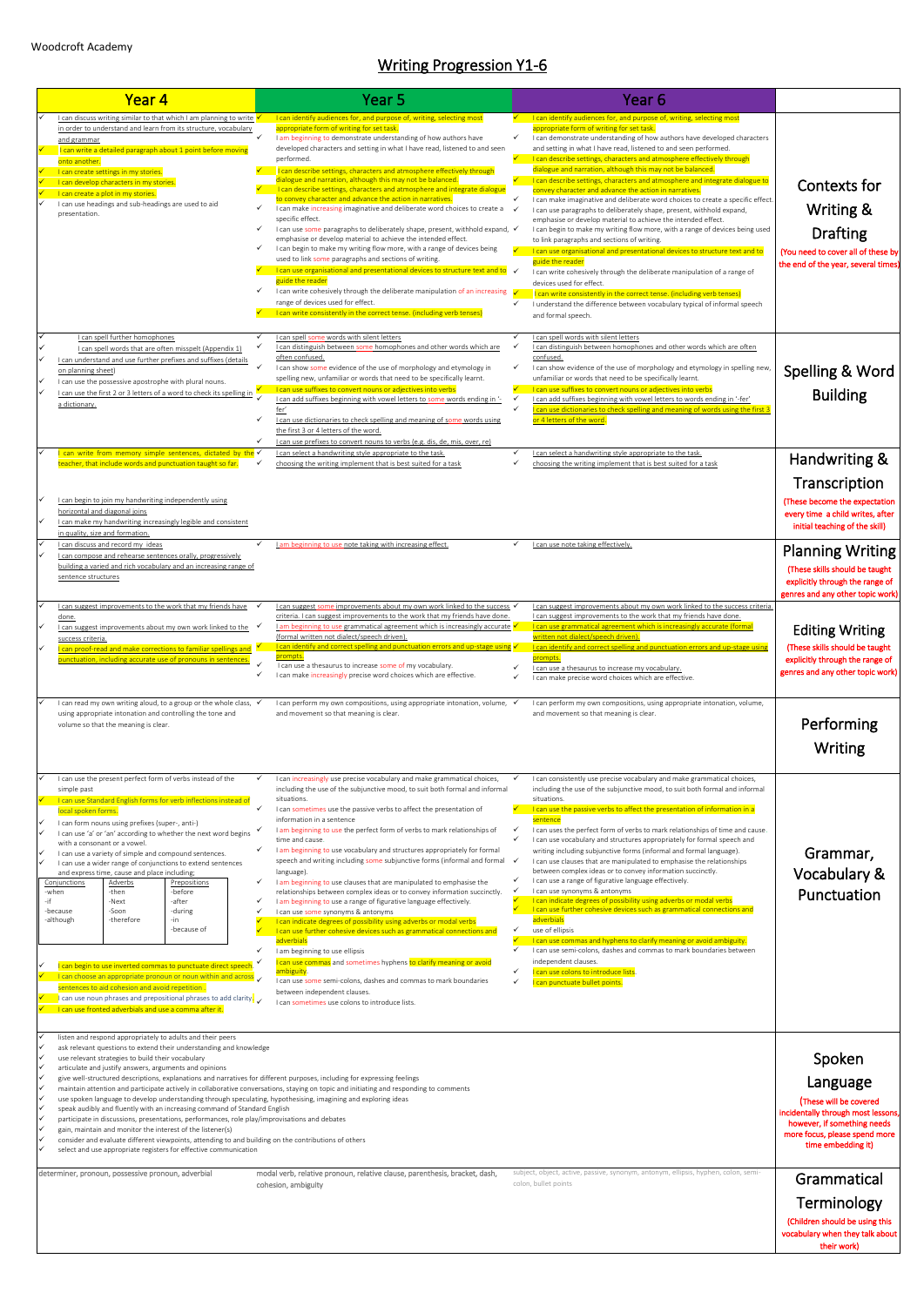Woodcroft Academy

# Writing Progression Y1-6

| Year 4 | Year 5 | Year 6 | |
|---|---|---|---|
| ✓ I can discuss writing similar to that which I am planning to write in order to understand and learn from its structure, vocabulary and grammar<br>✓ I can write a detailed paragraph about 1 point before moving onto another.<br>✓ I can create settings in my stories.<br>✓ I can develop characters in my stories.<br>✓ I can create a plot in my stories.<br>✓ I can use headings and sub-headings are used to aid presentation. | ✓ I can identify audiences for, and purpose of, writing, selecting most appropriate form of writing for set task.<br>✓ I am beginning to demonstrate understanding of how authors have developed characters and setting in what I have read, listened to and seen performed.<br>✓ I can describe settings, characters and atmosphere effectively through dialogue and narration, although this may not be balanced.<br>✓ I can describe settings, characters and atmosphere and integrate dialogue to convey character and advance the action in narratives.<br>✓ I can make increasing imaginative and deliberate word choices to create a specific effect.<br>✓ I can use some paragraphs to deliberately shape, present, withhold expand, emphasise or develop material to achieve the intended effect.<br>✓ I can begin to make my writing flow more, with a range of devices being used to link some paragraphs and sections of writing.<br>✓ I can use organisational and presentational devices to structure text and to guide the reader<br>✓ I can write cohesively through the deliberate manipulation of an increasing range of devices used for effect.<br>✓ I can write consistently in the correct tense. (including verb tenses) | ✓ I can identify audiences for, and purpose of, writing, selecting most appropriate form of writing for set task.<br>✓ I can demonstrate understanding of how authors have developed characters and setting in what I have read, listened to and seen performed.<br>✓ I can describe settings, characters and atmosphere effectively through dialogue and narration, although this may not be balanced.<br>✓ I can describe settings, characters and atmosphere and integrate dialogue to convey character and advance the action in narratives.<br>✓ I can make imaginative and deliberate word choices to create a specific effect.<br>✓ I can use paragraphs to deliberately shape, present, withhold expand, emphasise or develop material to achieve the intended effect.<br>✓ I can begin to make my writing flow more, with a range of devices being used to link paragraphs and sections of writing.<br>✓ I can use organisational and presentational devices to structure text and to guide the reader<br>✓ I can write cohesively through the deliberate manipulation of a range of devices used for effect.<br>✓ I can write consistently in the correct tense. (including verb tenses)<br>✓ I understand the difference between vocabulary typical of informal speech and formal speech. | **Contexts for Writing & Drafting**<br>(You need to cover all of these by the end of the year, several times) |
| ✓ I can spell further homophones<br>✓ I can spell words that are often misspelt (Appendix 1)<br>✓ I can understand and use further prefixes and suffixes (details on planning sheet)<br>✓ I can use the possessive apostrophe with plural nouns.<br>✓ I can use the first 2 or 3 letters of a word to check its spelling in a dictionary. | ✓ I can spell some words with silent letters<br>✓ I can distinguish between some homophones and other words which are often confused.<br>✓ I can show some evidence of the use of morphology and etymology in spelling new, unfamiliar or words that need to be specifically learnt.<br>✓ I can use suffixes to convert nouns or adjectives into verbs<br>✓ I can add suffixes beginning with vowel letters to some words ending in '-fer'<br>✓ I can use dictionaries to check spelling and meaning of some words using the first 3 or 4 letters of the word.<br>✓ I can use prefixes to convert nouns to verbs (e.g. dis, de, mis, over, re) | ✓ I can spell words with silent letters<br>✓ I can distinguish between homophones and other words which are often confused.<br>✓ I can show evidence of the use of morphology and etymology in spelling new, unfamiliar or words that need to be specifically learnt.<br>✓ I can use suffixes to convert nouns or adjectives into verbs<br>✓ I can add suffixes beginning with vowel letters to words ending in '-fer'<br>✓ I can use dictionaries to check spelling and meaning of words using the first 3 or 4 letters of the word. | **Spelling & Word Building** |
| ✓ I can write from memory simple sentences, dictated by the teacher, that include words and punctuation taught so far.<br>✓ I can begin to join my handwriting independently using horizontal and diagonal joins<br>✓ I can make my handwriting increasingly legible and consistent in quality, size and formation. | ✓ I can select a handwriting style appropriate to the task.<br>✓ choosing the writing implement that is best suited for a task | ✓ I can select a handwriting style appropriate to the task.<br>✓ choosing the writing implement that is best suited for a task | **Handwriting & Transcription**<br>(These become the expectation every time a child writes, after initial teaching of the skill) |
| ✓ I can discuss and record my ideas<br>✓ I can compose and rehearse sentences orally, progressively building a varied and rich vocabulary and an increasing range of sentence structures | ✓ I am beginning to use note taking with increasing effect. | ✓ I can use note taking effectively. | **Planning Writing**<br>(These skills should be taught explicitly through the range of genres and any other topic work) |
| ✓ I can suggest improvements to the work that my friends have done.<br>✓ I can suggest improvements about my own work linked to the success criteria.<br>✓ I can proof-read and make corrections to familiar spellings and punctuation, including accurate use of pronouns in sentences. | ✓ I can suggest some improvements about my own work linked to the success criteria. I can suggest improvements to the work that my friends have done.<br>✓ I am beginning to use grammatical agreement which is increasingly accurate (formal written not dialect/speech driven).<br>✓ I can identify and correct spelling and punctuation errors and up-stage using prompts.<br>✓ I can use a thesaurus to increase some of my vocabulary.<br>✓ I can make increasingly precise word choices which are effective. | ✓ I can suggest improvements about my own work linked to the success criteria. I can suggest improvements to the work that my friends have done.<br>✓ I can use grammatical agreement which is increasingly accurate (formal written not dialect/speech driven).<br>✓ I can identify and correct spelling and punctuation errors and up-stage using prompts.<br>✓ I can use a thesaurus to increase my vocabulary.<br>✓ I can make precise word choices which are effective. | **Editing Writing**<br>(These skills should be taught explicitly through the range of genres and any other topic work) |
| ✓ I can read my own writing aloud, to a group or the whole class, using appropriate intonation and controlling the tone and volume so that the meaning is clear. | ✓ I can perform my own compositions, using appropriate intonation, volume, and movement so that meaning is clear. | ✓ I can perform my own compositions, using appropriate intonation, volume, and movement so that meaning is clear. | **Performing Writing** |
| ✓ I can use the present perfect form of verbs instead of the simple past<br>✓ I can use Standard English forms for verb inflections instead of local spoken forms.<br>✓ I can form nouns using prefixes (super-, anti-)<br>✓ I can use 'a' or 'an' according to whether the next word begins with a consonant or a vowel.<br>✓ I can use a variety of simple and compound sentences.<br>✓ I can use a wider range of conjunctions to extend sentences and express time, cause and place including;<br>Conjunctions: -when, -if, -because, -although<br>Adverbs: -then, -Next, -Soon, -therefore<br>Prepositions: -before, -after, -during, -in, -because of<br>✓ I can begin to use inverted commas to punctuate direct speech.<br>✓ I can choose an appropriate pronoun or noun within and across sentences to aid cohesion and avoid repetition.<br>✓ I can use noun phrases and prepositional phrases to add clarity.<br>✓ I can use fronted adverbials and use a comma after it. | ✓ I can increasingly use precise vocabulary and make grammatical choices, including the use of the subjunctive mood, to suit both formal and informal situations.<br>✓ I can sometimes use the passive verbs to affect the presentation of information in a sentence<br>✓ I am beginning to use the perfect form of verbs to mark relationships of time and cause.<br>✓ I am beginning to use vocabulary and structures appropriately for formal speech and writing including some subjunctive forms (informal and formal language).<br>✓ I am beginning to use clauses that are manipulated to emphasise the relationships between complex ideas or to convey information succinctly.<br>✓ I am beginning to use a range of figurative language effectively.<br>✓ I can use some synonyms & antonyms<br>✓ I can indicate degrees of possibility using adverbs or modal verbs<br>✓ I can use further cohesive devices such as grammatical connections and adverbials<br>✓ I am beginning to use ellipsis<br>✓ I can use commas and sometimes hyphens to clarify meaning or avoid ambiguity.<br>✓ I can use some semi-colons, dashes and commas to mark boundaries between independent clauses.<br>✓ I can sometimes use colons to introduce lists. | ✓ I can consistently use precise vocabulary and make grammatical choices, including the use of the subjunctive mood, to suit both formal and informal situations.<br>✓ I can use the passive verbs to affect the presentation of information in a sentence<br>✓ I can uses the perfect form of verbs to mark relationships of time and cause.<br>✓ I can use vocabulary and structures appropriately for formal speech and writing including subjunctive forms (informal and formal language).<br>✓ I can use clauses that are manipulated to emphasise the relationships between complex ideas or to convey information succinctly.<br>✓ I can use a range of figurative language effectively.<br>✓ I can use synonyms & antonyms<br>✓ I can indicate degrees of possibility using adverbs or modal verbs<br>✓ I can use further cohesive devices such as grammatical connections and adverbials<br>✓ use of ellipsis<br>✓ I can use commas and hyphens to clarify meaning or avoid ambiguity.<br>✓ I can use semi-colons, dashes and commas to mark boundaries between independent clauses.<br>✓ I can use colons to introduce lists.<br>✓ I can punctuate bullet points. | **Grammar, Vocabulary & Punctuation** |
| ✓ listen and respond appropriately to adults and their peers<br>✓ ask relevant questions to extend their understanding and knowledge<br>✓ use relevant strategies to build their vocabulary<br>✓ articulate and justify answers, arguments and opinions<br>✓ give well-structured descriptions, explanations and narratives for different purposes, including for expressing feelings<br>✓ maintain attention and participate actively in collaborative conversations, staying on topic and initiating and responding to comments<br>✓ use spoken language to develop understanding through speculating, hypothesising, imagining and exploring ideas<br>✓ speak audibly and fluently with an increasing command of Standard English<br>✓ participate in discussions, presentations, performances, role play/improvisations and debates<br>✓ gain, maintain and monitor the interest of the listener(s)<br>✓ consider and evaluate different viewpoints, attending to and building on the contributions of others<br>✓ select and use appropriate registers for effective communication | | | **Spoken Language**<br>(These will be covered incidentally through most lessons, however, if something needs more focus, please spend more time embedding it) |
| determiner, pronoun, possessive pronoun, adverbial | modal verb, relative pronoun, relative clause, parenthesis, bracket, dash, cohesion, ambiguity | subject, object, active, passive, synonym, antonym, ellipsis, hyphen, colon, semi-colon, bullet points | **Grammatical Terminology**<br>(Children should be using this vocabulary when they talk about their work) |